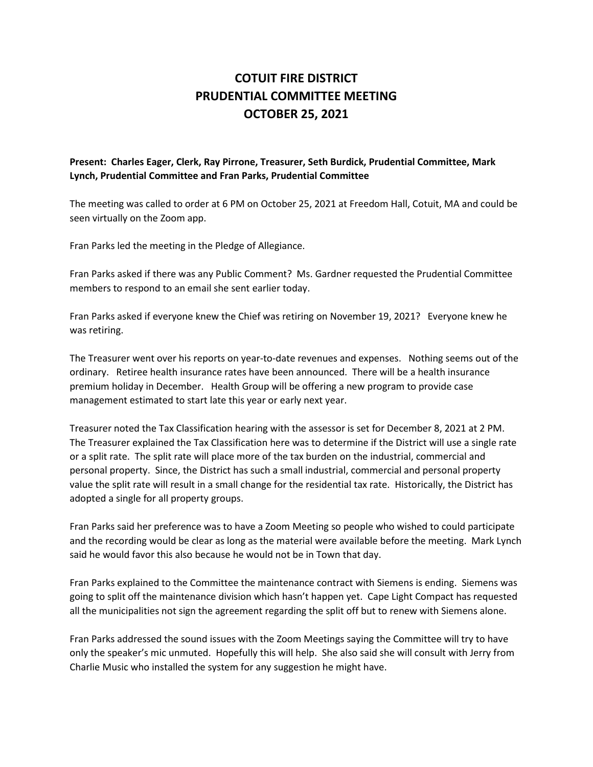# COTUIT FIRE DISTRICT
# PRUDENTIAL COMMITTEE MEETING
# OCTOBER 25, 2021

**Present: Charles Eager, Clerk, Ray Pirrone, Treasurer, Seth Burdick, Prudential Committee, Mark Lynch, Prudential Committee and Fran Parks, Prudential Committee**

The meeting was called to order at 6 PM on October 25, 2021 at Freedom Hall, Cotuit, MA and could be seen virtually on the Zoom app.

Fran Parks led the meeting in the Pledge of Allegiance.

Fran Parks asked if there was any Public Comment? Ms. Gardner requested the Prudential Committee members to respond to an email she sent earlier today.

Fran Parks asked if everyone knew the Chief was retiring on November 19, 2021? Everyone knew he was retiring.

The Treasurer went over his reports on year-to-date revenues and expenses. Nothing seems out of the ordinary. Retiree health insurance rates have been announced. There will be a health insurance premium holiday in December. Health Group will be offering a new program to provide case management estimated to start late this year or early next year.

Treasurer noted the Tax Classification hearing with the assessor is set for December 8, 2021 at 2 PM. The Treasurer explained the Tax Classification here was to determine if the District will use a single rate or a split rate. The split rate will place more of the tax burden on the industrial, commercial and personal property. Since, the District has such a small industrial, commercial and personal property value the split rate will result in a small change for the residential tax rate. Historically, the District has adopted a single for all property groups.

Fran Parks said her preference was to have a Zoom Meeting so people who wished to could participate and the recording would be clear as long as the material were available before the meeting. Mark Lynch said he would favor this also because he would not be in Town that day.

Fran Parks explained to the Committee the maintenance contract with Siemens is ending. Siemens was going to split off the maintenance division which hasn't happen yet. Cape Light Compact has requested all the municipalities not sign the agreement regarding the split off but to renew with Siemens alone.

Fran Parks addressed the sound issues with the Zoom Meetings saying the Committee will try to have only the speaker's mic unmuted. Hopefully this will help. She also said she will consult with Jerry from Charlie Music who installed the system for any suggestion he might have.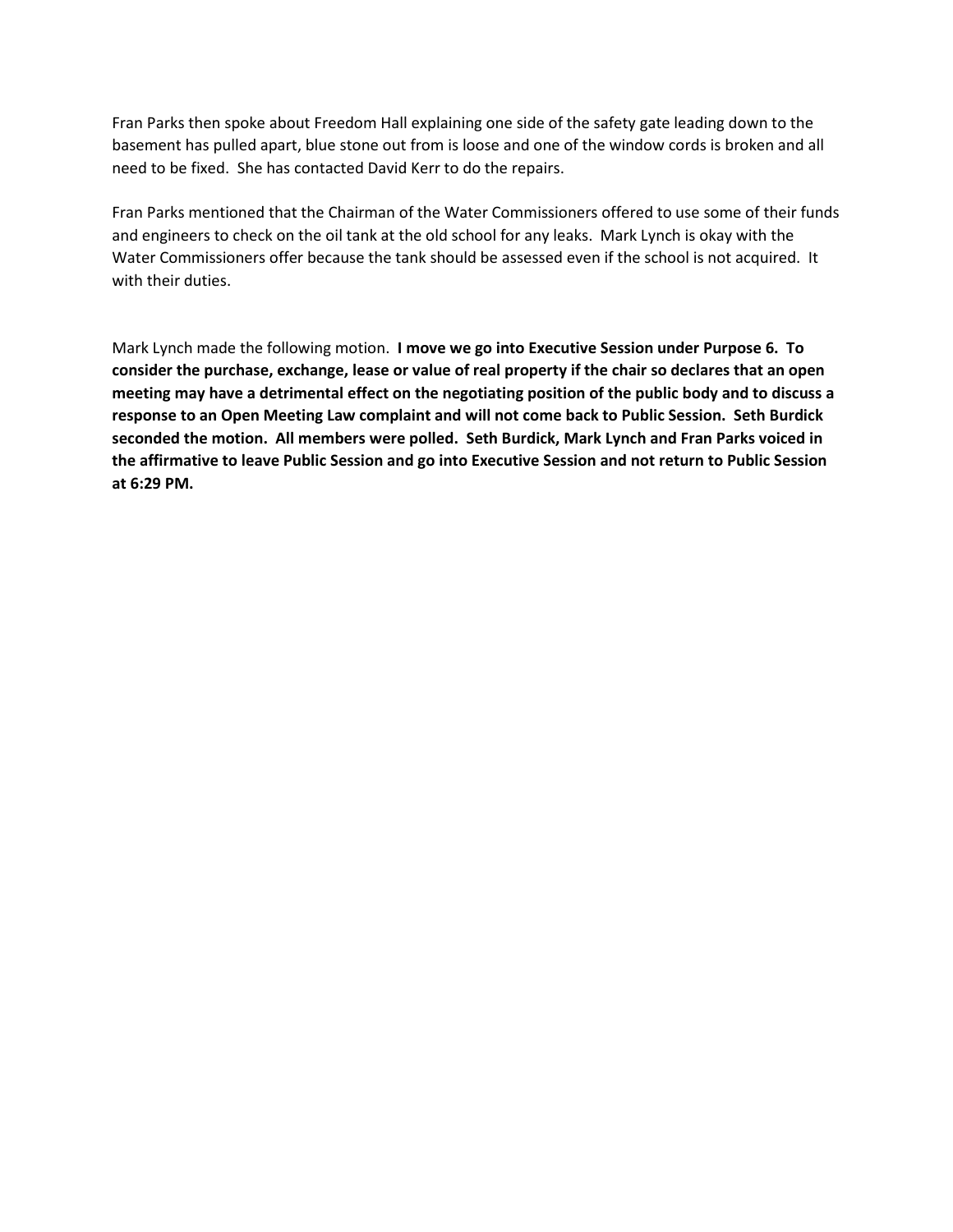Fran Parks then spoke about Freedom Hall explaining one side of the safety gate leading down to the basement has pulled apart, blue stone out from is loose and one of the window cords is broken and all need to be fixed. She has contacted David Kerr to do the repairs.

Fran Parks mentioned that the Chairman of the Water Commissioners offered to use some of their funds and engineers to check on the oil tank at the old school for any leaks. Mark Lynch is okay with the Water Commissioners offer because the tank should be assessed even if the school is not acquired. It with their duties.

Mark Lynch made the following motion. **I move we go into Executive Session under Purpose 6. To consider the purchase, exchange, lease or value of real property if the chair so declares that an open meeting may have a detrimental effect on the negotiating position of the public body and to discuss a response to an Open Meeting Law complaint and will not come back to Public Session. Seth Burdick seconded the motion. All members were polled. Seth Burdick, Mark Lynch and Fran Parks voiced in the affirmative to leave Public Session and go into Executive Session and not return to Public Session at 6:29 PM.**